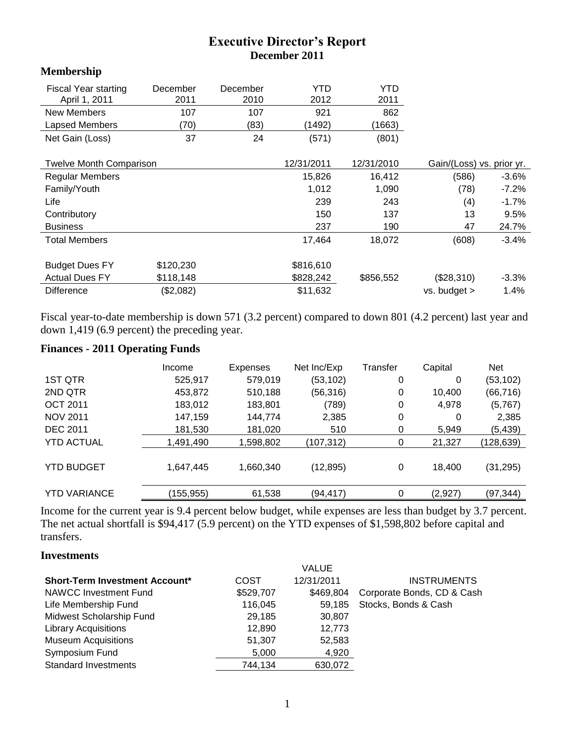# Executive Director's Report
## December 2011

### Membership

| Fiscal Year starting April 1, 2011 | December 2011 | December 2010 | YTD 2012 | YTD 2011 |
|---|---|---|---|---|
| New Members | 107 | 107 | 921 | 862 |
| Lapsed Members | (70) | (83) | (1492) | (1663) |
| Net Gain (Loss) | 37 | 24 | (571) | (801) |

| Twelve Month Comparison | | | 12/31/2011 | 12/31/2010 | Gain/(Loss) vs. prior yr. | |
|---|---|---|---|---|---|---|
| Regular Members | | | 15,826 | 16,412 | (586) | -3.6% |
| Family/Youth | | | 1,012 | 1,090 | (78) | -7.2% |
| Life | | | 239 | 243 | (4) | -1.7% |
| Contributory | | | 150 | 137 | 13 | 9.5% |
| Business | | | 237 | 190 | 47 | 24.7% |
| Total Members | | | 17,464 | 18,072 | (608) | -3.4% |
| | | | | | | |
| Budget Dues FY | $120,230 | | $816,610 | | | |
| Actual Dues FY | $118,148 | | $828,242 | $856,552 | ($28,310) | -3.3% |
| Difference | ($2,082) | | $11,632 | | vs. budget > | 1.4% |

Fiscal year-to-date membership is down 571 (3.2 percent) compared to down 801 (4.2 percent) last year and down 1,419 (6.9 percent) the preceding year.

### Finances - 2011 Operating Funds

| | Income | Expenses | Net Inc/Exp | Transfer | Capital | Net |
|---|---|---|---|---|---|---|
| 1ST QTR | 525,917 | 579,019 | (53,102) | 0 | 0 | (53,102) |
| 2ND QTR | 453,872 | 510,188 | (56,316) | 0 | 10,400 | (66,716) |
| OCT 2011 | 183,012 | 183,801 | (789) | 0 | 4,978 | (5,767) |
| NOV 2011 | 147,159 | 144,774 | 2,385 | 0 | 0 | 2,385 |
| DEC 2011 | 181,530 | 181,020 | 510 | 0 | 5,949 | (5,439) |
| YTD ACTUAL | 1,491,490 | 1,598,802 | (107,312) | 0 | 21,327 | (128,639) |
| YTD BUDGET | 1,647,445 | 1,660,340 | (12,895) | 0 | 18,400 | (31,295) |
| YTD VARIANCE | (155,955) | 61,538 | (94,417) | 0 | (2,927) | (97,344) |

Income for the current year is 9.4 percent below budget, while expenses are less than budget by 3.7 percent. The net actual shortfall is $94,417 (5.9 percent) on the YTD expenses of $1,598,802 before capital and transfers.

### Investments

| **Short-Term Investment Account*** | COST | VALUE 12/31/2011 | INSTRUMENTS |
|---|---|---|---|
| NAWCC Investment Fund | $529,707 | $469,804 | Corporate Bonds, CD & Cash |
| Life Membership Fund | 116,045 | 59,185 | Stocks, Bonds & Cash |
| Midwest Scholarship Fund | 29,185 | 30,807 | |
| Library Acquisitions | 12,890 | 12,773 | |
| Museum Acquisitions | 51,307 | 52,583 | |
| Symposium Fund | 5,000 | 4,920 | |
| Standard Investments | 744,134 | 630,072 | |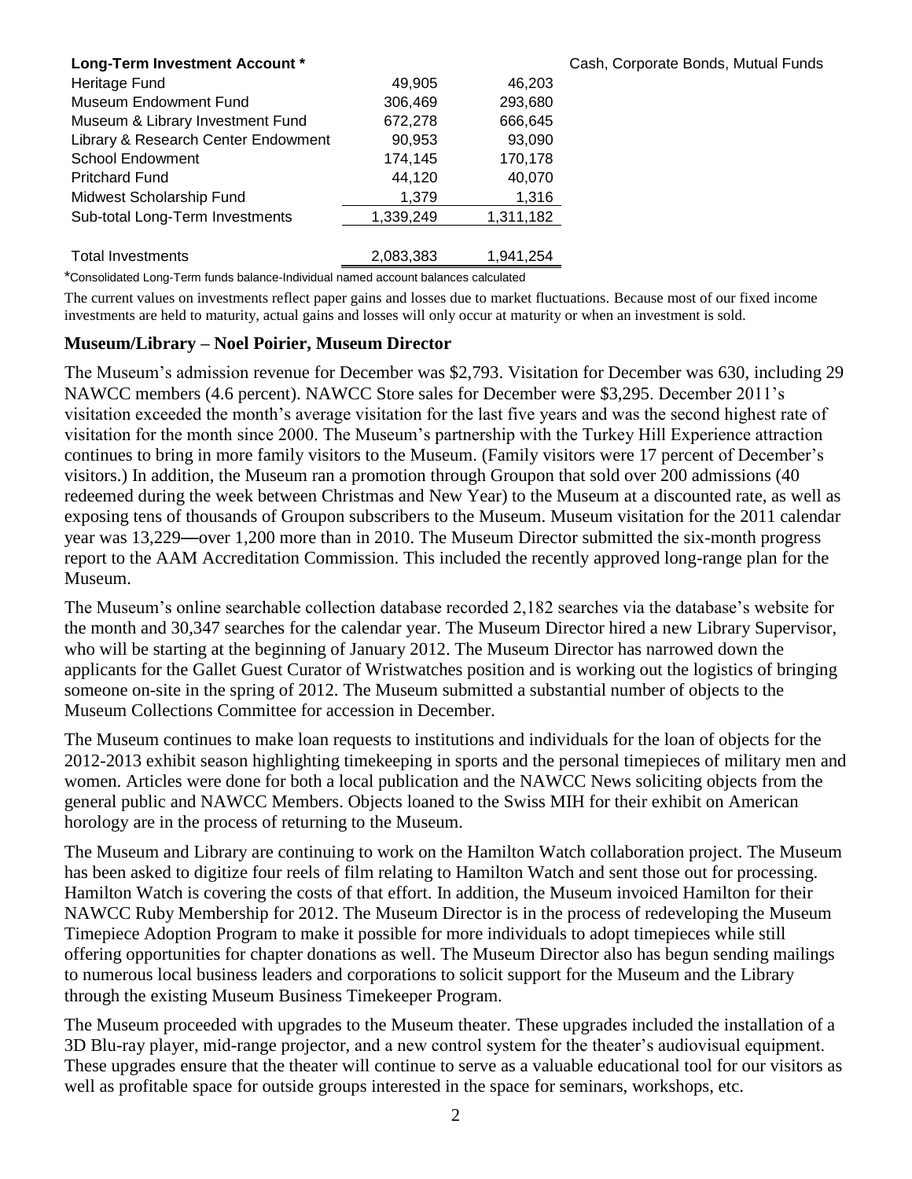| Long-Term Investment Account * | | | Cash, Corporate Bonds, Mutual Funds |
|---|---|---|---|
| Heritage Fund | 49,905 | 46,203 | |
| Museum Endowment Fund | 306,469 | 293,680 | |
| Museum & Library Investment Fund | 672,278 | 666,645 | |
| Library & Research Center Endowment | 90,953 | 93,090 | |
| School Endowment | 174,145 | 170,178 | |
| Pritchard Fund | 44,120 | 40,070 | |
| Midwest Scholarship Fund | 1,379 | 1,316 | |
| Sub-total Long-Term Investments | 1,339,249 | 1,311,182 | |
| | | | |
| Total Investments | 2,083,383 | 1,941,254 | |

*Consolidated Long-Term funds balance-Individual named account balances calculated

The current values on investments reflect paper gains and losses due to market fluctuations. Because most of our fixed income investments are held to maturity, actual gains and losses will only occur at maturity or when an investment is sold.

## Museum/Library – Noel Poirier, Museum Director

The Museum's admission revenue for December was $2,793. Visitation for December was 630, including 29 NAWCC members (4.6 percent). NAWCC Store sales for December were $3,295. December 2011's visitation exceeded the month's average visitation for the last five years and was the second highest rate of visitation for the month since 2000. The Museum's partnership with the Turkey Hill Experience attraction continues to bring in more family visitors to the Museum. (Family visitors were 17 percent of December's visitors.) In addition, the Museum ran a promotion through Groupon that sold over 200 admissions (40 redeemed during the week between Christmas and New Year) to the Museum at a discounted rate, as well as exposing tens of thousands of Groupon subscribers to the Museum. Museum visitation for the 2011 calendar year was 13,229—over 1,200 more than in 2010. The Museum Director submitted the six-month progress report to the AAM Accreditation Commission. This included the recently approved long-range plan for the Museum.

The Museum's online searchable collection database recorded 2,182 searches via the database's website for the month and 30,347 searches for the calendar year. The Museum Director hired a new Library Supervisor, who will be starting at the beginning of January 2012. The Museum Director has narrowed down the applicants for the Gallet Guest Curator of Wristwatches position and is working out the logistics of bringing someone on-site in the spring of 2012. The Museum submitted a substantial number of objects to the Museum Collections Committee for accession in December.

The Museum continues to make loan requests to institutions and individuals for the loan of objects for the 2012-2013 exhibit season highlighting timekeeping in sports and the personal timepieces of military men and women. Articles were done for both a local publication and the NAWCC News soliciting objects from the general public and NAWCC Members. Objects loaned to the Swiss MIH for their exhibit on American horology are in the process of returning to the Museum.

The Museum and Library are continuing to work on the Hamilton Watch collaboration project. The Museum has been asked to digitize four reels of film relating to Hamilton Watch and sent those out for processing. Hamilton Watch is covering the costs of that effort. In addition, the Museum invoiced Hamilton for their NAWCC Ruby Membership for 2012. The Museum Director is in the process of redeveloping the Museum Timepiece Adoption Program to make it possible for more individuals to adopt timepieces while still offering opportunities for chapter donations as well. The Museum Director also has begun sending mailings to numerous local business leaders and corporations to solicit support for the Museum and the Library through the existing Museum Business Timekeeper Program.

The Museum proceeded with upgrades to the Museum theater. These upgrades included the installation of a 3D Blu-ray player, mid-range projector, and a new control system for the theater's audiovisual equipment. These upgrades ensure that the theater will continue to serve as a valuable educational tool for our visitors as well as profitable space for outside groups interested in the space for seminars, workshops, etc.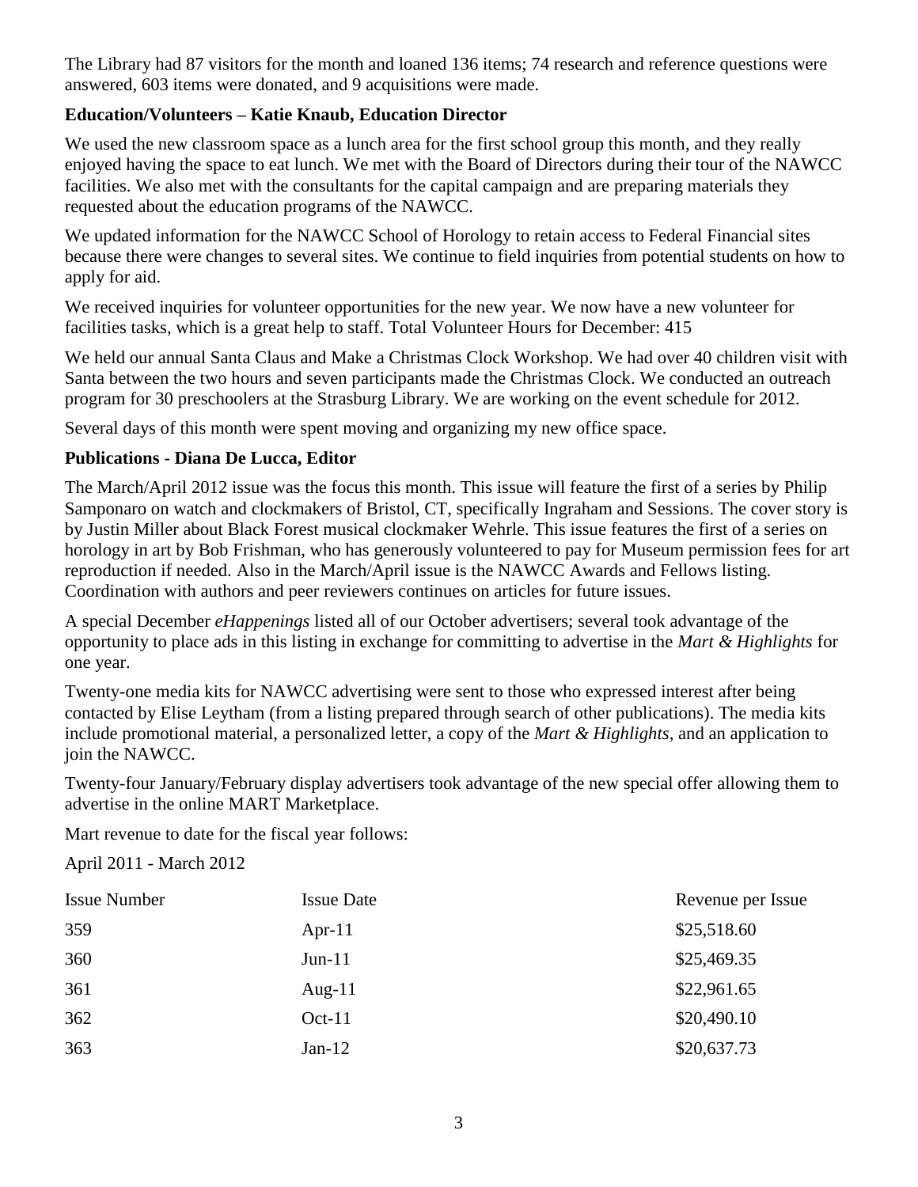The Library had 87 visitors for the month and loaned 136 items; 74 research and reference questions were answered, 603 items were donated, and 9 acquisitions were made.

**Education/Volunteers – Katie Knaub, Education Director**

We used the new classroom space as a lunch area for the first school group this month, and they really enjoyed having the space to eat lunch. We met with the Board of Directors during their tour of the NAWCC facilities. We also met with the consultants for the capital campaign and are preparing materials they requested about the education programs of the NAWCC.

We updated information for the NAWCC School of Horology to retain access to Federal Financial sites because there were changes to several sites. We continue to field inquiries from potential students on how to apply for aid.

We received inquiries for volunteer opportunities for the new year. We now have a new volunteer for facilities tasks, which is a great help to staff. Total Volunteer Hours for December: 415

We held our annual Santa Claus and Make a Christmas Clock Workshop. We had over 40 children visit with Santa between the two hours and seven participants made the Christmas Clock. We conducted an outreach program for 30 preschoolers at the Strasburg Library. We are working on the event schedule for 2012.

Several days of this month were spent moving and organizing my new office space.

**Publications - Diana De Lucca, Editor**

The March/April 2012 issue was the focus this month. This issue will feature the first of a series by Philip Samponaro on watch and clockmakers of Bristol, CT, specifically Ingraham and Sessions. The cover story is by Justin Miller about Black Forest musical clockmaker Wehrle. This issue features the first of a series on horology in art by Bob Frishman, who has generously volunteered to pay for Museum permission fees for art reproduction if needed. Also in the March/April issue is the NAWCC Awards and Fellows listing. Coordination with authors and peer reviewers continues on articles for future issues.

A special December *eHappenings* listed all of our October advertisers; several took advantage of the opportunity to place ads in this listing in exchange for committing to advertise in the *Mart & Highlights* for one year.

Twenty-one media kits for NAWCC advertising were sent to those who expressed interest after being contacted by Elise Leytham (from a listing prepared through search of other publications). The media kits include promotional material, a personalized letter, a copy of the *Mart & Highlights*, and an application to join the NAWCC.

Twenty-four January/February display advertisers took advantage of the new special offer allowing them to advertise in the online MART Marketplace.

Mart revenue to date for the fiscal year follows:

April 2011 - March 2012

| Issue Number | Issue Date | Revenue per Issue |
|---|---|---|
| 359 | Apr-11 | $25,518.60 |
| 360 | Jun-11 | $25,469.35 |
| 361 | Aug-11 | $22,961.65 |
| 362 | Oct-11 | $20,490.10 |
| 363 | Jan-12 | $20,637.73 |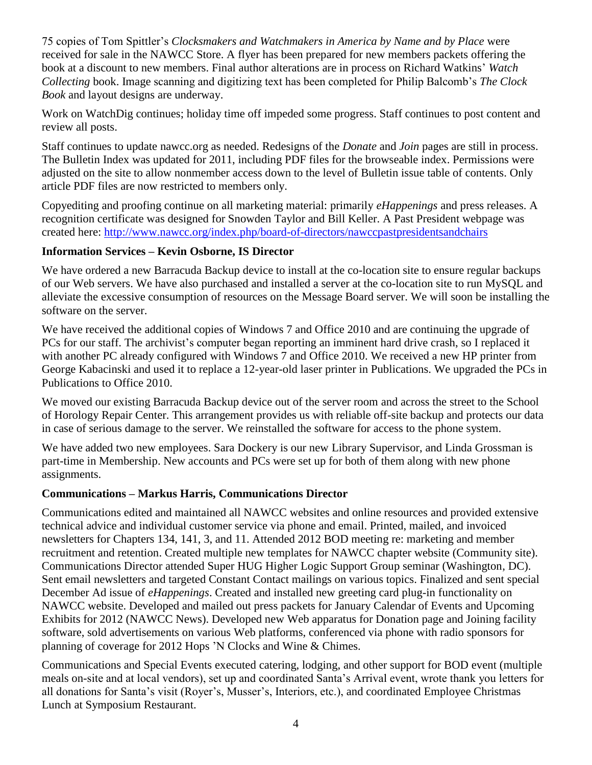75 copies of Tom Spittler's *Clocksmakers and Watchmakers in America by Name and by Place* were received for sale in the NAWCC Store. A flyer has been prepared for new members packets offering the book at a discount to new members. Final author alterations are in process on Richard Watkins' *Watch Collecting* book. Image scanning and digitizing text has been completed for Philip Balcomb's *The Clock Book* and layout designs are underway.

Work on WatchDig continues; holiday time off impeded some progress. Staff continues to post content and review all posts.

Staff continues to update nawcc.org as needed. Redesigns of the *Donate* and *Join* pages are still in process. The Bulletin Index was updated for 2011, including PDF files for the browseable index. Permissions were adjusted on the site to allow nonmember access down to the level of Bulletin issue table of contents. Only article PDF files are now restricted to members only.

Copyediting and proofing continue on all marketing material: primarily *eHappenings* and press releases. A recognition certificate was designed for Snowden Taylor and Bill Keller. A Past President webpage was created here: http://www.nawcc.org/index.php/board-of-directors/nawccpastpresidentsandchairs

**Information Services – Kevin Osborne, IS Director**

We have ordered a new Barracuda Backup device to install at the co-location site to ensure regular backups of our Web servers. We have also purchased and installed a server at the co-location site to run MySQL and alleviate the excessive consumption of resources on the Message Board server. We will soon be installing the software on the server.

We have received the additional copies of Windows 7 and Office 2010 and are continuing the upgrade of PCs for our staff. The archivist's computer began reporting an imminent hard drive crash, so I replaced it with another PC already configured with Windows 7 and Office 2010. We received a new HP printer from George Kabacinski and used it to replace a 12-year-old laser printer in Publications. We upgraded the PCs in Publications to Office 2010.

We moved our existing Barracuda Backup device out of the server room and across the street to the School of Horology Repair Center. This arrangement provides us with reliable off-site backup and protects our data in case of serious damage to the server. We reinstalled the software for access to the phone system.

We have added two new employees. Sara Dockery is our new Library Supervisor, and Linda Grossman is part-time in Membership. New accounts and PCs were set up for both of them along with new phone assignments.

**Communications – Markus Harris, Communications Director**

Communications edited and maintained all NAWCC websites and online resources and provided extensive technical advice and individual customer service via phone and email. Printed, mailed, and invoiced newsletters for Chapters 134, 141, 3, and 11. Attended 2012 BOD meeting re: marketing and member recruitment and retention. Created multiple new templates for NAWCC chapter website (Community site). Communications Director attended Super HUG Higher Logic Support Group seminar (Washington, DC). Sent email newsletters and targeted Constant Contact mailings on various topics. Finalized and sent special December Ad issue of *eHappenings*. Created and installed new greeting card plug-in functionality on NAWCC website. Developed and mailed out press packets for January Calendar of Events and Upcoming Exhibits for 2012 (NAWCC News). Developed new Web apparatus for Donation page and Joining facility software, sold advertisements on various Web platforms, conferenced via phone with radio sponsors for planning of coverage for 2012 Hops 'N Clocks and Wine & Chimes.

Communications and Special Events executed catering, lodging, and other support for BOD event (multiple meals on-site and at local vendors), set up and coordinated Santa's Arrival event, wrote thank you letters for all donations for Santa's visit (Royer's, Musser's, Interiors, etc.), and coordinated Employee Christmas Lunch at Symposium Restaurant.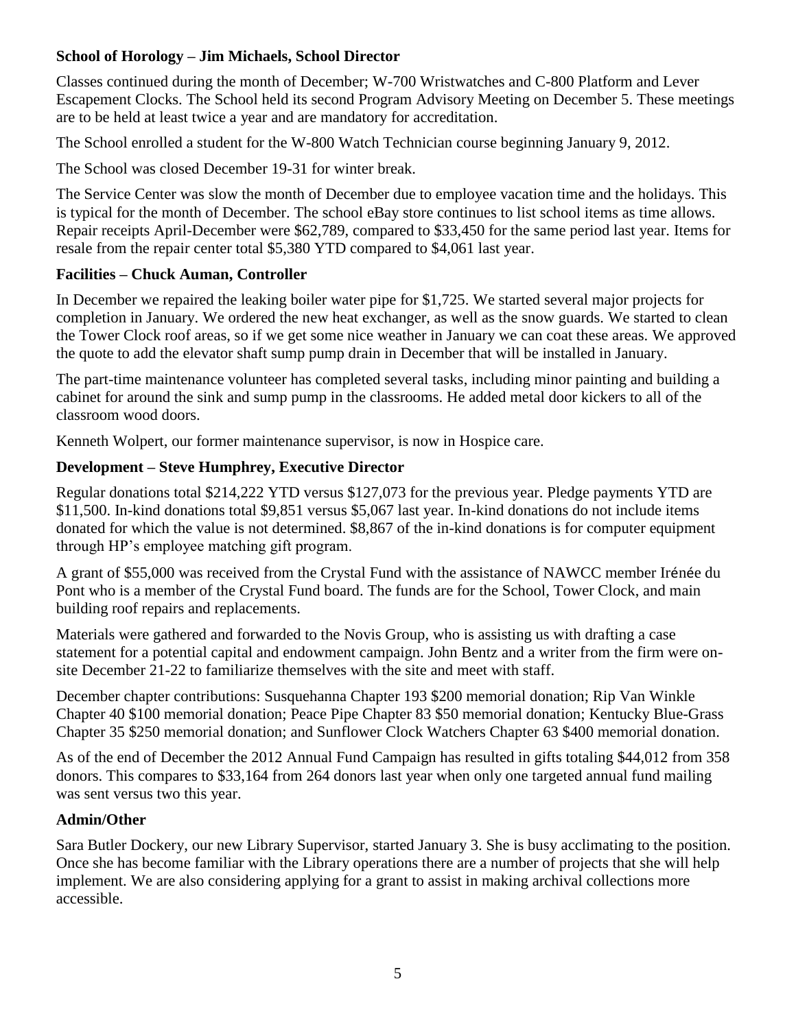**School of Horology – Jim Michaels, School Director**

Classes continued during the month of December; W-700 Wristwatches and C-800 Platform and Lever Escapement Clocks. The School held its second Program Advisory Meeting on December 5. These meetings are to be held at least twice a year and are mandatory for accreditation.

The School enrolled a student for the W-800 Watch Technician course beginning January 9, 2012.

The School was closed December 19-31 for winter break.

The Service Center was slow the month of December due to employee vacation time and the holidays. This is typical for the month of December. The school eBay store continues to list school items as time allows. Repair receipts April-December were $62,789, compared to $33,450 for the same period last year. Items for resale from the repair center total $5,380 YTD compared to $4,061 last year.

**Facilities – Chuck Auman, Controller**

In December we repaired the leaking boiler water pipe for $1,725. We started several major projects for completion in January. We ordered the new heat exchanger, as well as the snow guards. We started to clean the Tower Clock roof areas, so if we get some nice weather in January we can coat these areas. We approved the quote to add the elevator shaft sump pump drain in December that will be installed in January.

The part-time maintenance volunteer has completed several tasks, including minor painting and building a cabinet for around the sink and sump pump in the classrooms. He added metal door kickers to all of the classroom wood doors.

Kenneth Wolpert, our former maintenance supervisor, is now in Hospice care.

**Development – Steve Humphrey, Executive Director**

Regular donations total $214,222 YTD versus $127,073 for the previous year. Pledge payments YTD are $11,500. In-kind donations total $9,851 versus $5,067 last year. In-kind donations do not include items donated for which the value is not determined. $8,867 of the in-kind donations is for computer equipment through HP's employee matching gift program.

A grant of $55,000 was received from the Crystal Fund with the assistance of NAWCC member Irénée du Pont who is a member of the Crystal Fund board. The funds are for the School, Tower Clock, and main building roof repairs and replacements.

Materials were gathered and forwarded to the Novis Group, who is assisting us with drafting a case statement for a potential capital and endowment campaign. John Bentz and a writer from the firm were on-site December 21-22 to familiarize themselves with the site and meet with staff.

December chapter contributions: Susquehanna Chapter 193 $200 memorial donation; Rip Van Winkle Chapter 40 $100 memorial donation; Peace Pipe Chapter 83 $50 memorial donation; Kentucky Blue-Grass Chapter 35 $250 memorial donation; and Sunflower Clock Watchers Chapter 63 $400 memorial donation.

As of the end of December the 2012 Annual Fund Campaign has resulted in gifts totaling $44,012 from 358 donors. This compares to $33,164 from 264 donors last year when only one targeted annual fund mailing was sent versus two this year.

**Admin/Other**

Sara Butler Dockery, our new Library Supervisor, started January 3. She is busy acclimating to the position. Once she has become familiar with the Library operations there are a number of projects that she will help implement. We are also considering applying for a grant to assist in making archival collections more accessible.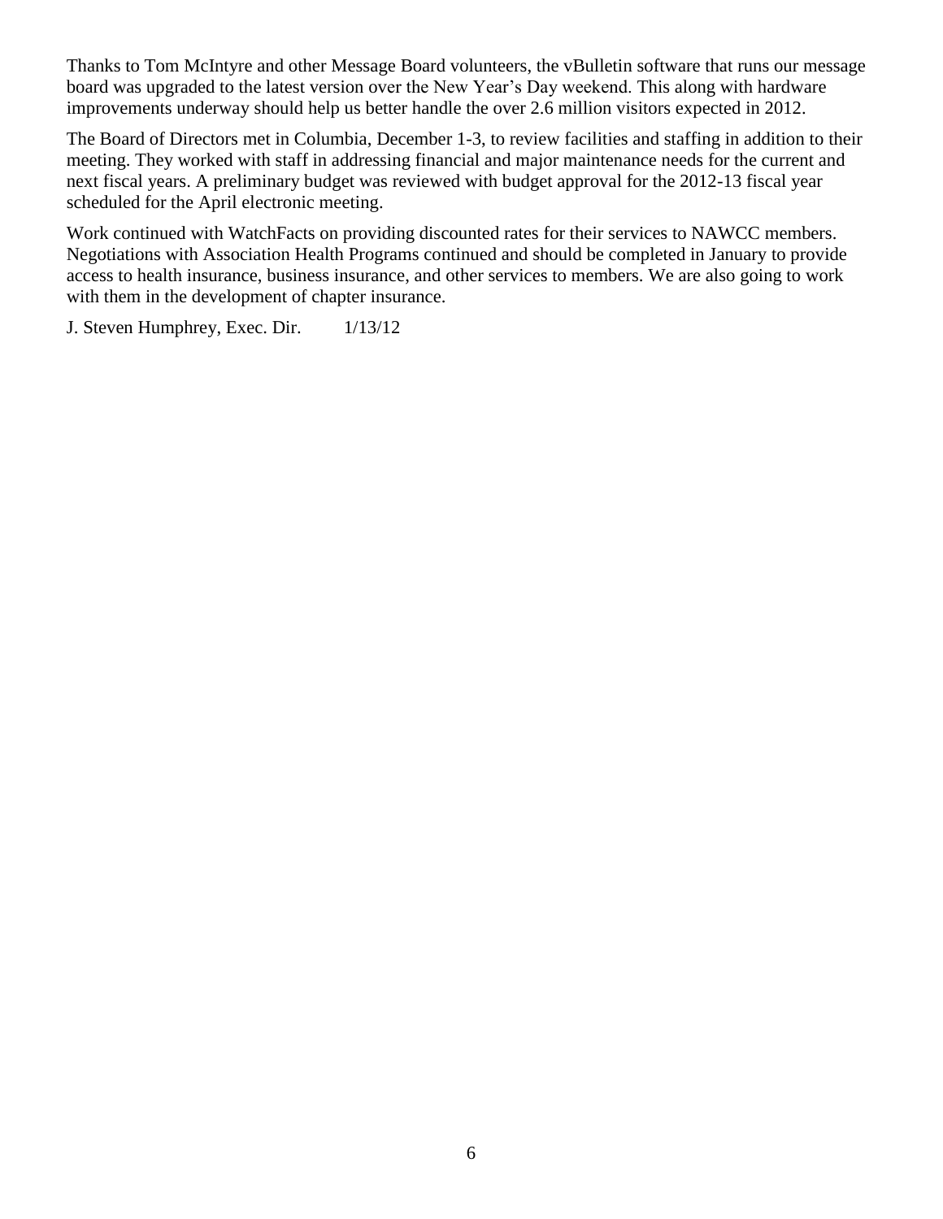Thanks to Tom McIntyre and other Message Board volunteers, the vBulletin software that runs our message board was upgraded to the latest version over the New Year's Day weekend. This along with hardware improvements underway should help us better handle the over 2.6 million visitors expected in 2012.

The Board of Directors met in Columbia, December 1-3, to review facilities and staffing in addition to their meeting. They worked with staff in addressing financial and major maintenance needs for the current and next fiscal years. A preliminary budget was reviewed with budget approval for the 2012-13 fiscal year scheduled for the April electronic meeting.

Work continued with WatchFacts on providing discounted rates for their services to NAWCC members. Negotiations with Association Health Programs continued and should be completed in January to provide access to health insurance, business insurance, and other services to members. We are also going to work with them in the development of chapter insurance.

J. Steven Humphrey, Exec. Dir. 1/13/12